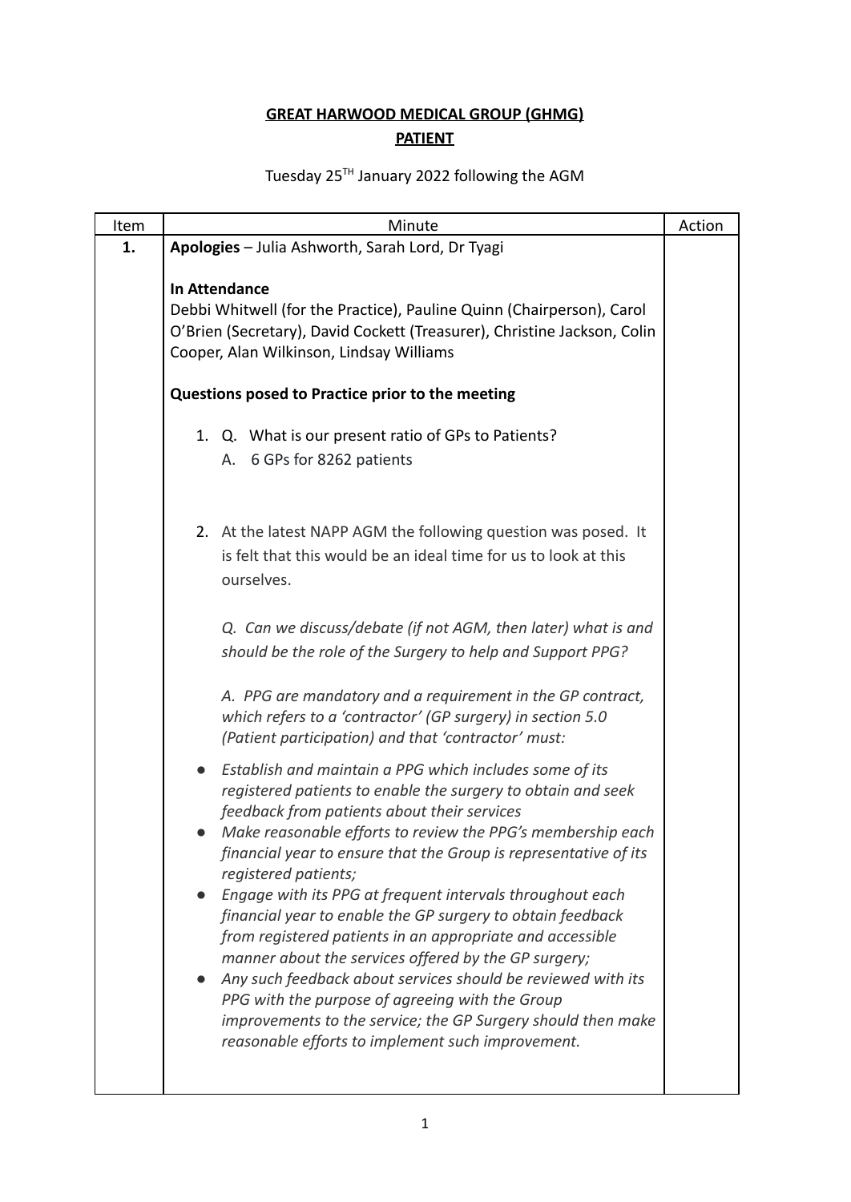**GREAT HARWOOD MEDICAL GROUP (GHMG)**
**PATIENT**

Tuesday 25[TH] January 2022 following the AGM

| Item | Minute | Action |
|---|---|---|
| **1.** | **Apologies** – Julia Ashworth, Sarah Lord, Dr Tyagi<br><br>**In Attendance**<br>Debbi Whitwell (for the Practice), Pauline Quinn (Chairperson), Carol O'Brien (Secretary), David Cockett (Treasurer), Christine Jackson, Colin Cooper, Alan Wilkinson, Lindsay Williams<br><br>**Questions posed to Practice prior to the meeting**<br><br>1. Q. What is our present ratio of GPs to Patients?<br>A. 6 GPs for 8262 patients<br><br>2. At the latest NAPP AGM the following question was posed. It is felt that this would be an ideal time for us to look at this ourselves.<br><br>*Q. Can we discuss/debate (if not AGM, then later) what is and should be the role of the Surgery to help and Support PPG?*<br><br>*A. PPG are mandatory and a requirement in the GP contract, which refers to a 'contractor' (GP surgery) in section 5.0 (Patient participation) and that 'contractor' must:*<br><br>● *Establish and maintain a PPG which includes some of its registered patients to enable the surgery to obtain and seek feedback from patients about their services*<br>● *Make reasonable efforts to review the PPG's membership each financial year to ensure that the Group is representative of its registered patients;*<br>● *Engage with its PPG at frequent intervals throughout each financial year to enable the GP surgery to obtain feedback from registered patients in an appropriate and accessible manner about the services offered by the GP surgery;*<br>● *Any such feedback about services should be reviewed with its PPG with the purpose of agreeing with the Group improvements to the service; the GP Surgery should then make reasonable efforts to implement such improvement.* | |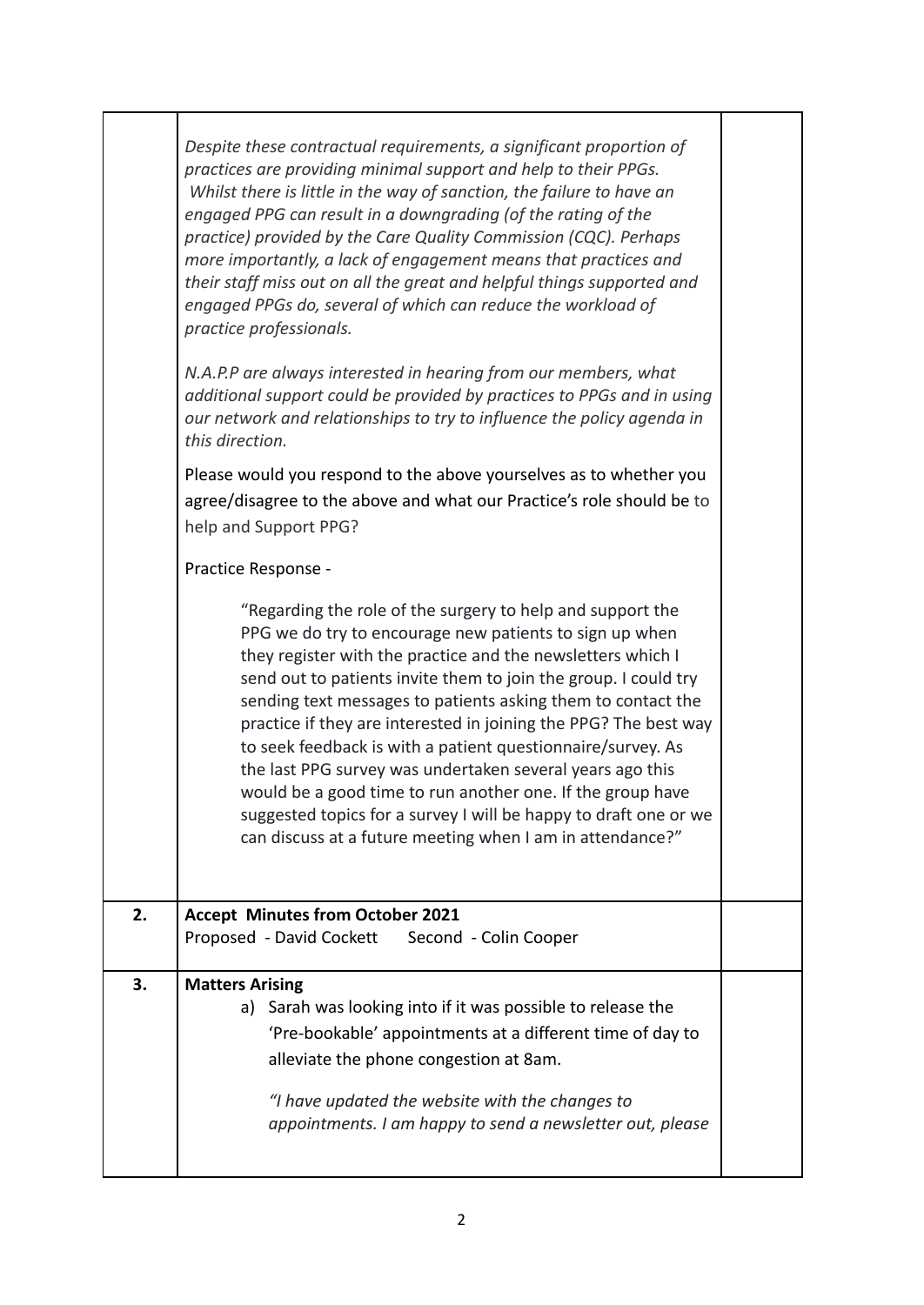| | | |
|---|---|---|
| | *Despite these contractual requirements, a significant proportion of practices are providing minimal support and help to their PPGs. Whilst there is little in the way of sanction, the failure to have an engaged PPG can result in a downgrading (of the rating of the practice) provided by the Care Quality Commission (CQC). Perhaps more importantly, a lack of engagement means that practices and their staff miss out on all the great and helpful things supported and engaged PPGs do, several of which can reduce the workload of practice professionals.*<br><br>*N.A.P.P are always interested in hearing from our members, what additional support could be provided by practices to PPGs and in using our network and relationships to try to influence the policy agenda in this direction.*<br><br>Please would you respond to the above yourselves as to whether you agree/disagree to the above and what our Practice's role should be to help and Support PPG?<br><br>Practice Response -<br><br>"Regarding the role of the surgery to help and support the PPG we do try to encourage new patients to sign up when they register with the practice and the newsletters which I send out to patients invite them to join the group. I could try sending text messages to patients asking them to contact the practice if they are interested in joining the PPG? The best way to seek feedback is with a patient questionnaire/survey. As the last PPG survey was undertaken several years ago this would be a good time to run another one. If the group have suggested topics for a survey I will be happy to draft one or we can discuss at a future meeting when I am in attendance?" | |
| **2.** | **Accept Minutes from October 2021**<br>Proposed - David Cockett Second - Colin Cooper | |
| **3.** | **Matters Arising**<br>a) Sarah was looking into if it was possible to release the 'Pre-bookable' appointments at a different time of day to alleviate the phone congestion at 8am.<br><br>*"I have updated the website with the changes to appointments. I am happy to send a newsletter out, please* | |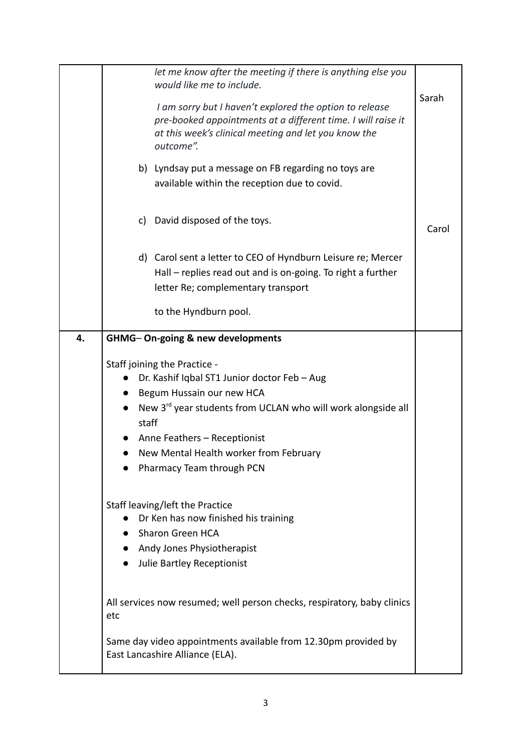| | | |
|---|---|---|
| | *let me know after the meeting if there is anything else you would like me to include.*<br><br>*I am sorry but I haven't explored the option to release pre-booked appointments at a different time. I will raise it at this week's clinical meeting and let you know the outcome".*<br><br>b) Lyndsay put a message on FB regarding no toys are available within the reception due to covid.<br><br>c) David disposed of the toys.<br><br>d) Carol sent a letter to CEO of Hyndburn Leisure re; Mercer Hall – replies read out and is on-going. To right a further letter Re; complementary transport<br><br>to the Hyndburn pool. | Sarah<br><br><br><br><br><br>Carol |
| **4.** | **GHMG– On-going & new developments**<br><br>Staff joining the Practice -<br>• Dr. Kashif Iqbal ST1 Junior doctor Feb – Aug<br>• Begum Hussain our new HCA<br>• New 3rd year students from UCLAN who will work alongside all staff<br>• Anne Feathers – Receptionist<br>• New Mental Health worker from February<br>• Pharmacy Team through PCN<br><br>Staff leaving/left the Practice<br>• Dr Ken has now finished his training<br>• Sharon Green HCA<br>• Andy Jones Physiotherapist<br>• Julie Bartley Receptionist<br><br>All services now resumed; well person checks, respiratory, baby clinics etc<br><br>Same day video appointments available from 12.30pm provided by East Lancashire Alliance (ELA). | |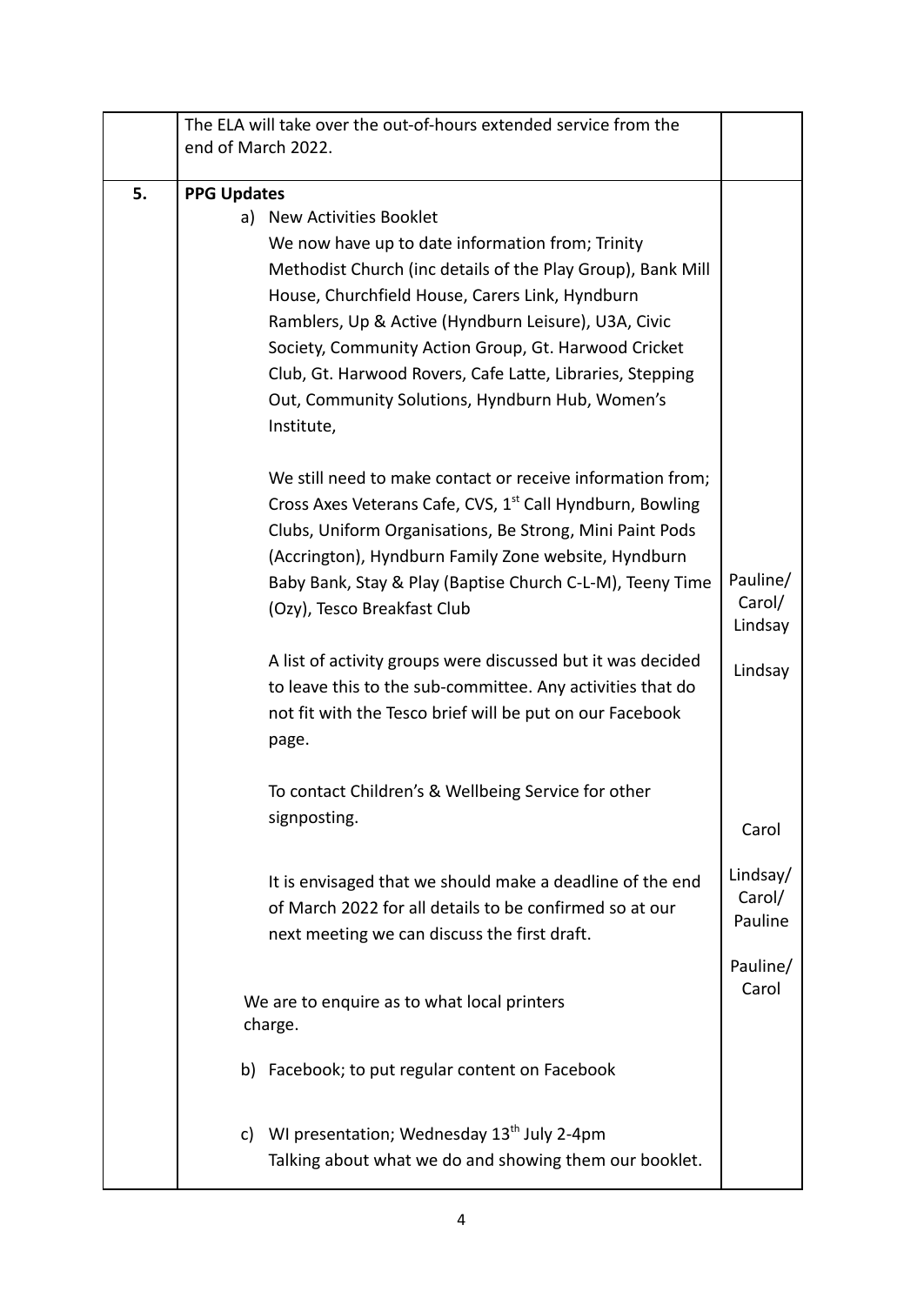| | | |
|---|---|---|
| | The ELA will take over the out-of-hours extended service from the end of March 2022. | |
| **5.** | **PPG Updates**<br>a) New Activities Booklet<br>We now have up to date information from; Trinity Methodist Church (inc details of the Play Group), Bank Mill House, Churchfield House, Carers Link, Hyndburn Ramblers, Up & Active (Hyndburn Leisure), U3A, Civic Society, Community Action Group, Gt. Harwood Cricket Club, Gt. Harwood Rovers, Cafe Latte, Libraries, Stepping Out, Community Solutions, Hyndburn Hub, Women's Institute, | |
| | We still need to make contact or receive information from; Cross Axes Veterans Cafe, CVS, 1st Call Hyndburn, Bowling Clubs, Uniform Organisations, Be Strong, Mini Paint Pods (Accrington), Hyndburn Family Zone website, Hyndburn Baby Bank, Stay & Play (Baptise Church C-L-M), Teeny Time (Ozy), Tesco Breakfast Club | Pauline/ Carol/ Lindsay |
| | A list of activity groups were discussed but it was decided to leave this to the sub-committee. Any activities that do not fit with the Tesco brief will be put on our Facebook page. | Lindsay |
| | To contact Children's & Wellbeing Service for other signposting. | Carol |
| | It is envisaged that we should make a deadline of the end of March 2022 for all details to be confirmed so at our next meeting we can discuss the first draft. | Lindsay/ Carol/ Pauline |
| | We are to enquire as to what local printers charge. | Pauline/ Carol |
| | b) Facebook; to put regular content on Facebook | |
| | c) WI presentation; Wednesday 13th July 2-4pm<br>Talking about what we do and showing them our booklet. | |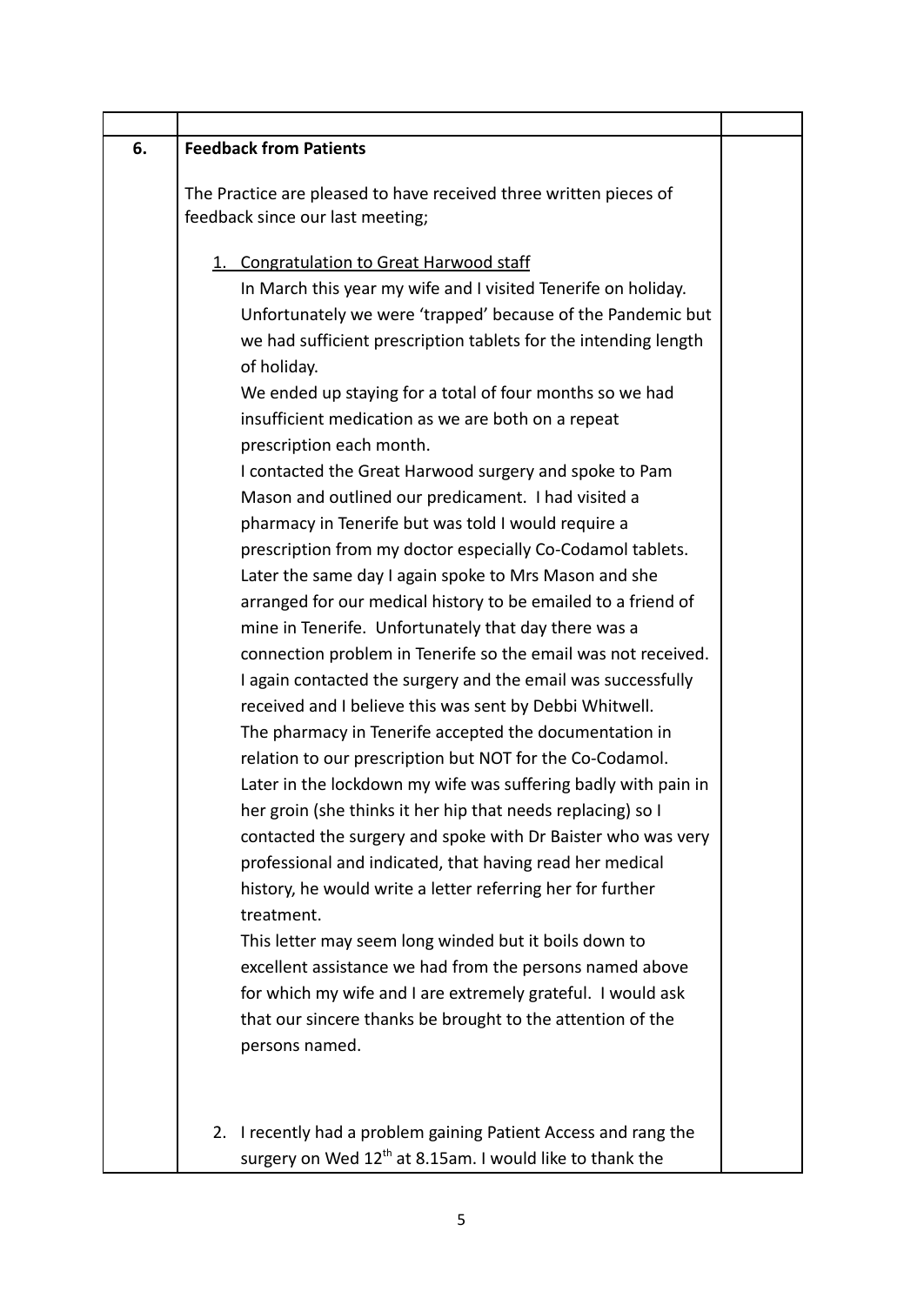| | | |
|---|---|---|
| 6. | **Feedback from Patients**<br><br>The Practice are pleased to have received three written pieces of feedback since our last meeting;<br><br>1. Congratulation to Great Harwood staff<br>In March this year my wife and I visited Tenerife on holiday. Unfortunately we were 'trapped' because of the Pandemic but we had sufficient prescription tablets for the intending length of holiday.<br>We ended up staying for a total of four months so we had insufficient medication as we are both on a repeat prescription each month.<br>I contacted the Great Harwood surgery and spoke to Pam Mason and outlined our predicament. I had visited a pharmacy in Tenerife but was told I would require a prescription from my doctor especially Co-Codamol tablets.<br>Later the same day I again spoke to Mrs Mason and she arranged for our medical history to be emailed to a friend of mine in Tenerife. Unfortunately that day there was a connection problem in Tenerife so the email was not received.<br>I again contacted the surgery and the email was successfully received and I believe this was sent by Debbi Whitwell.<br>The pharmacy in Tenerife accepted the documentation in relation to our prescription but NOT for the Co-Codamol.<br>Later in the lockdown my wife was suffering badly with pain in her groin (she thinks it her hip that needs replacing) so I contacted the surgery and spoke with Dr Baister who was very professional and indicated, that having read her medical history, he would write a letter referring her for further treatment.<br>This letter may seem long winded but it boils down to excellent assistance we had from the persons named above for which my wife and I are extremely grateful. I would ask that our sincere thanks be brought to the attention of the persons named.<br><br>2. I recently had a problem gaining Patient Access and rang the surgery on Wed 12th at 8.15am. I would like to thank the | |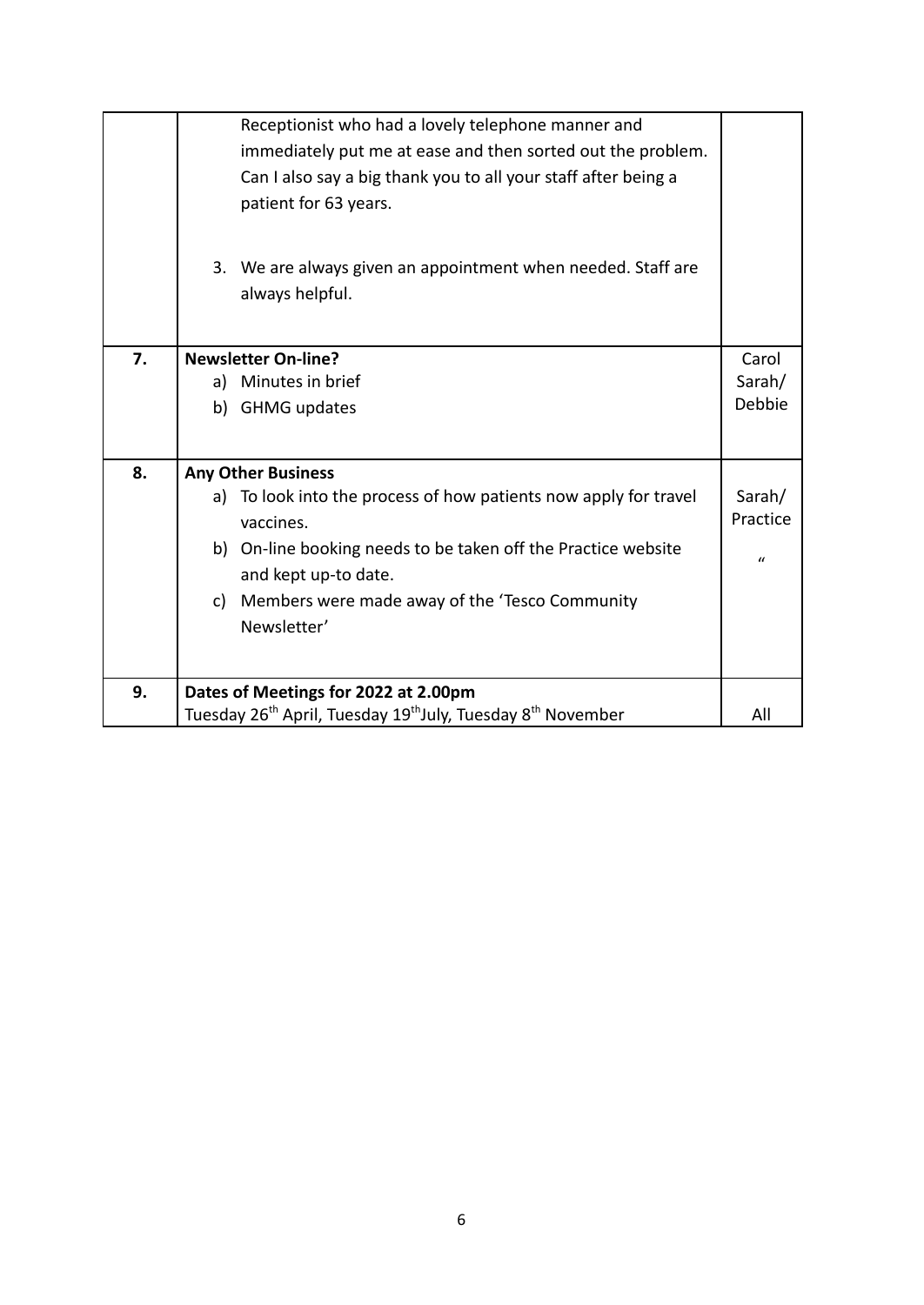| | | |
|---|---|---|
| | Receptionist who had a lovely telephone manner and immediately put me at ease and then sorted out the problem. Can I also say a big thank you to all your staff after being a patient for 63 years.<br><br>3. We are always given an appointment when needed. Staff are always helpful. | |
| **7.** | **Newsletter On-line?**<br>a) Minutes in brief<br>b) GHMG updates | Carol<br>Sarah/<br>Debbie |
| **8.** | **Any Other Business**<br>a) To look into the process of how patients now apply for travel vaccines.<br>b) On-line booking needs to be taken off the Practice website and kept up-to date.<br>c) Members were made away of the 'Tesco Community Newsletter' | Sarah/<br>Practice<br>" |
| **9.** | **Dates of Meetings for 2022 at 2.00pm**<br>Tuesday 26th April, Tuesday 19th July, Tuesday 8th November | All |